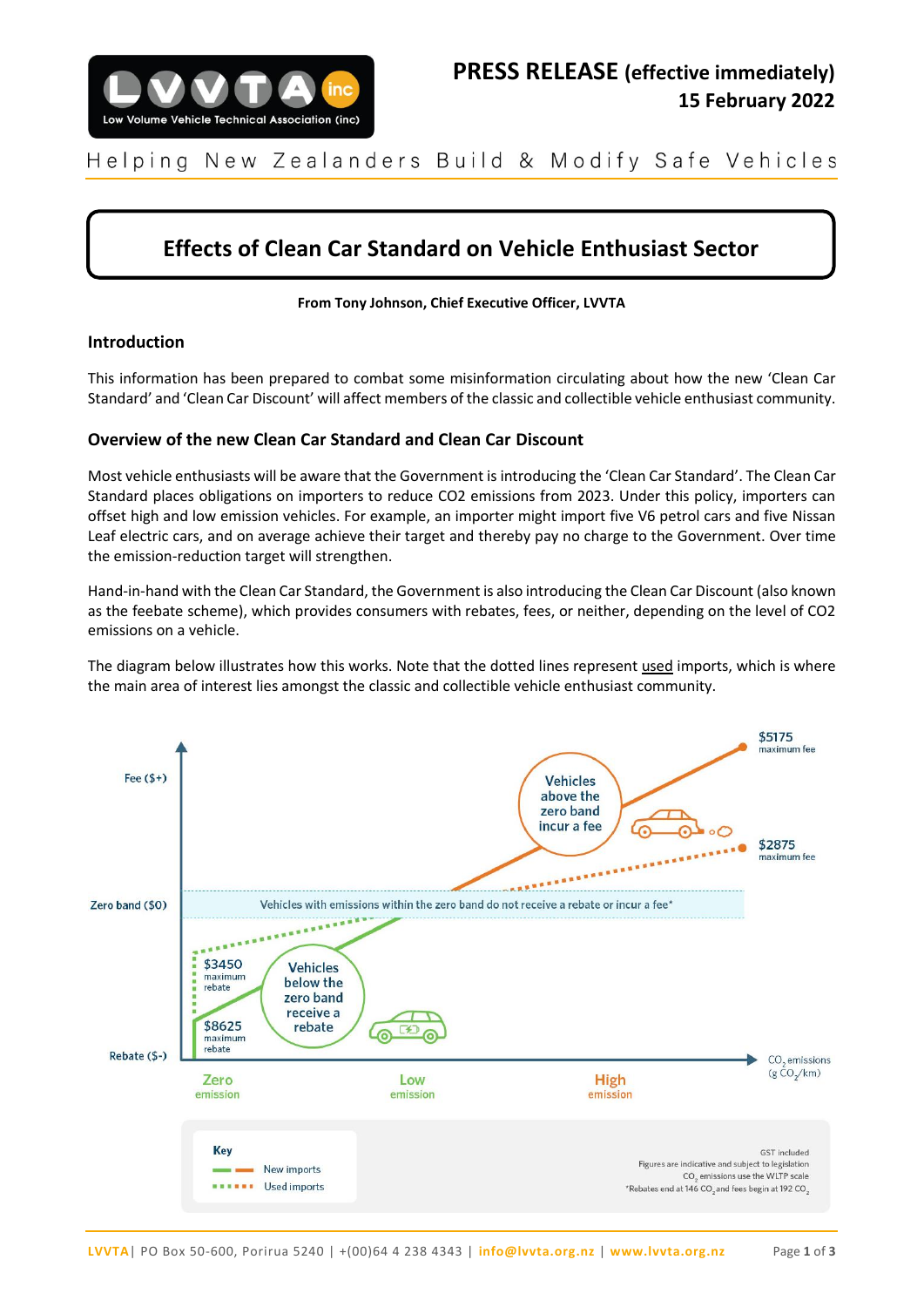**PRESS RELEASE (effective immediately)**
**15 February 2022**

Helping New Zealanders Build & Modify Safe Vehicles

# Effects of Clean Car Standard on Vehicle Enthusiast Sector

**From Tony Johnson, Chief Executive Officer, LVVTA**

## Introduction

This information has been prepared to combat some misinformation circulating about how the new 'Clean Car Standard' and 'Clean Car Discount' will affect members of the classic and collectible vehicle enthusiast community.

## Overview of the new Clean Car Standard and Clean Car Discount

Most vehicle enthusiasts will be aware that the Government is introducing the 'Clean Car Standard'. The Clean Car Standard places obligations on importers to reduce CO2 emissions from 2023. Under this policy, importers can offset high and low emission vehicles. For example, an importer might import five V6 petrol cars and five Nissan Leaf electric cars, and on average achieve their target and thereby pay no charge to the Government. Over time the emission-reduction target will strengthen.

Hand-in-hand with the Clean Car Standard, the Government is also introducing the Clean Car Discount (also known as the feebate scheme), which provides consumers with rebates, fees, or neither, depending on the level of CO2 emissions on a vehicle.

The diagram below illustrates how this works. Note that the dotted lines represent used imports, which is where the main area of interest lies amongst the classic and collectible vehicle enthusiast community.

Fee ($+)

Zero band ($0)

Rebate ($-)

$5175 maximum fee

$2875 maximum fee

Vehicles above the zero band incur a fee

Vehicles with emissions within the zero band do not receive a rebate or incur a fee*

$3450 maximum rebate

$8625 maximum rebate

Vehicles below the zero band receive a rebate

Zero emission | Low emission | High emission | $CO_2$ emissions (g $CO_2$/km)

Key: New imports (solid line); Used imports (dotted line)

GST included
Figures are indicative and subject to legislation
$CO_2$ emissions use the WLTP scale
*Rebates end at 146 $CO_2$ and fees begin at 192 $CO_2$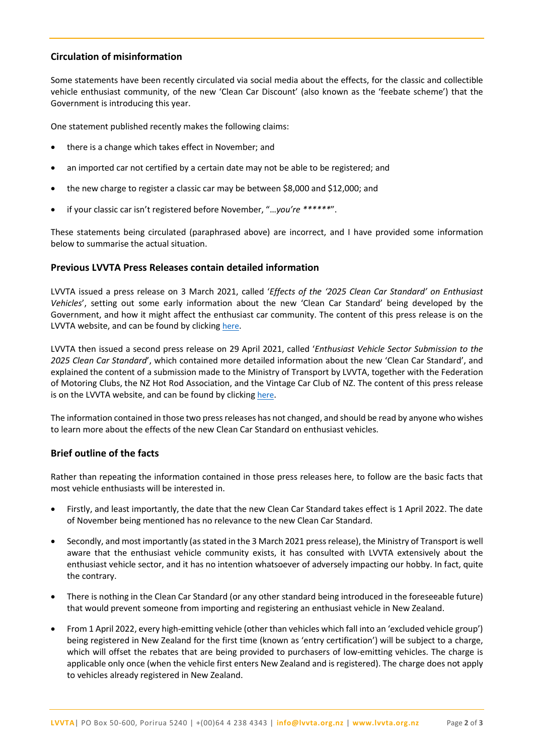## Circulation of misinformation

Some statements have been recently circulated via social media about the effects, for the classic and collectible vehicle enthusiast community, of the new 'Clean Car Discount' (also known as the 'feebate scheme') that the Government is introducing this year.

One statement published recently makes the following claims:

- there is a change which takes effect in November; and
- an imported car not certified by a certain date may not be able to be registered; and
- the new charge to register a classic car may be between $8,000 and $12,000; and
- if your classic car isn't registered before November, "*…you're *******".

These statements being circulated (paraphrased above) are incorrect, and I have provided some information below to summarise the actual situation.

## Previous LVVTA Press Releases contain detailed information

LVVTA issued a press release on 3 March 2021, called '*Effects of the '2025 Clean Car Standard' on Enthusiast Vehicles*', setting out some early information about the new 'Clean Car Standard' being developed by the Government, and how it might affect the enthusiast car community. The content of this press release is on the LVVTA website, and can be found by clicking here.

LVVTA then issued a second press release on 29 April 2021, called '*Enthusiast Vehicle Sector Submission to the 2025 Clean Car Standard*', which contained more detailed information about the new 'Clean Car Standard', and explained the content of a submission made to the Ministry of Transport by LVVTA, together with the Federation of Motoring Clubs, the NZ Hot Rod Association, and the Vintage Car Club of NZ. The content of this press release is on the LVVTA website, and can be found by clicking here.

The information contained in those two press releases has not changed, and should be read by anyone who wishes to learn more about the effects of the new Clean Car Standard on enthusiast vehicles.

## Brief outline of the facts

Rather than repeating the information contained in those press releases here, to follow are the basic facts that most vehicle enthusiasts will be interested in.

- Firstly, and least importantly, the date that the new Clean Car Standard takes effect is 1 April 2022. The date of November being mentioned has no relevance to the new Clean Car Standard.
- Secondly, and most importantly (as stated in the 3 March 2021 press release), the Ministry of Transport is well aware that the enthusiast vehicle community exists, it has consulted with LVVTA extensively about the enthusiast vehicle sector, and it has no intention whatsoever of adversely impacting our hobby. In fact, quite the contrary.
- There is nothing in the Clean Car Standard (or any other standard being introduced in the foreseeable future) that would prevent someone from importing and registering an enthusiast vehicle in New Zealand.
- From 1 April 2022, every high-emitting vehicle (other than vehicles which fall into an 'excluded vehicle group') being registered in New Zealand for the first time (known as 'entry certification') will be subject to a charge, which will offset the rebates that are being provided to purchasers of low-emitting vehicles. The charge is applicable only once (when the vehicle first enters New Zealand and is registered). The charge does not apply to vehicles already registered in New Zealand.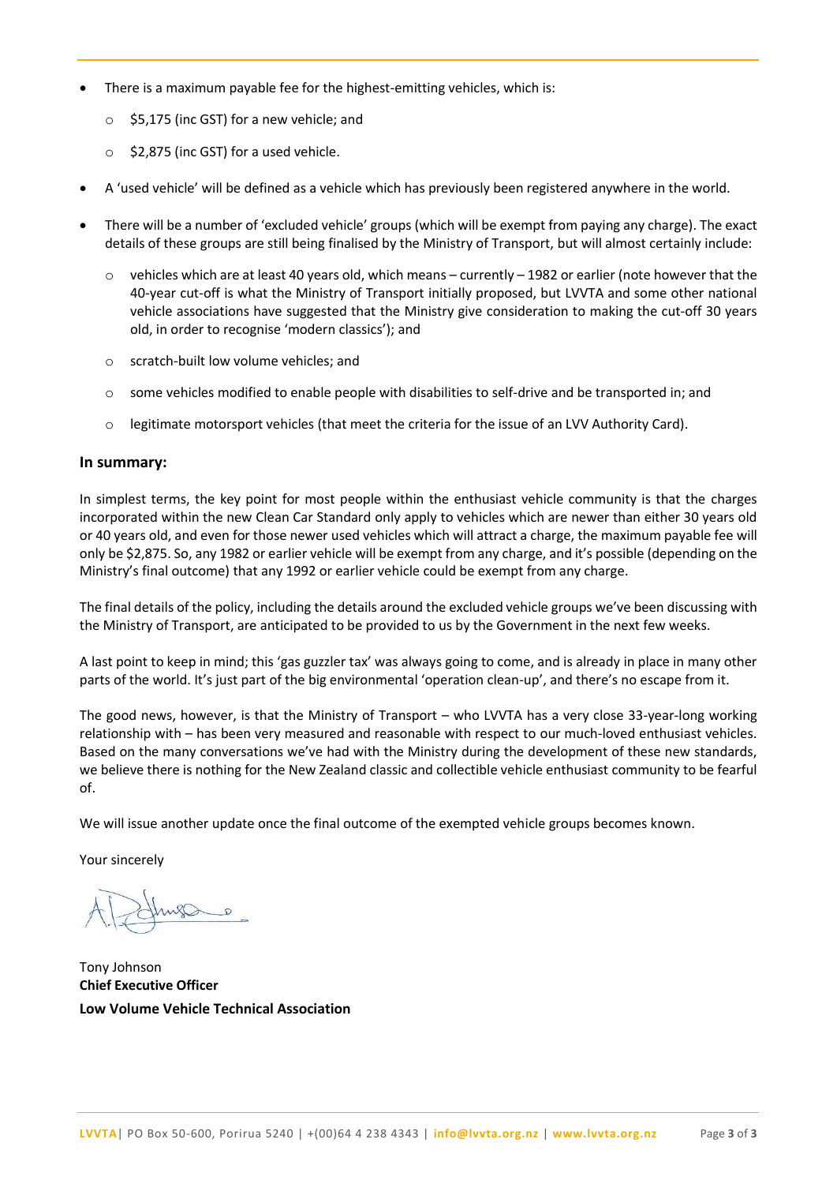- There is a maximum payable fee for the highest-emitting vehicles, which is:
    - $5,175 (inc GST) for a new vehicle; and
    - $2,875 (inc GST) for a used vehicle.
- A 'used vehicle' will be defined as a vehicle which has previously been registered anywhere in the world.
- There will be a number of 'excluded vehicle' groups (which will be exempt from paying any charge). The exact details of these groups are still being finalised by the Ministry of Transport, but will almost certainly include:
    - vehicles which are at least 40 years old, which means – currently – 1982 or earlier (note however that the 40-year cut-off is what the Ministry of Transport initially proposed, but LVVTA and some other national vehicle associations have suggested that the Ministry give consideration to making the cut-off 30 years old, in order to recognise 'modern classics'); and
    - scratch-built low volume vehicles; and
    - some vehicles modified to enable people with disabilities to self-drive and be transported in; and
    - legitimate motorsport vehicles (that meet the criteria for the issue of an LVV Authority Card).

### In summary:

In simplest terms, the key point for most people within the enthusiast vehicle community is that the charges incorporated within the new Clean Car Standard only apply to vehicles which are newer than either 30 years old or 40 years old, and even for those newer used vehicles which will attract a charge, the maximum payable fee will only be $2,875. So, any 1982 or earlier vehicle will be exempt from any charge, and it's possible (depending on the Ministry's final outcome) that any 1992 or earlier vehicle could be exempt from any charge.

The final details of the policy, including the details around the excluded vehicle groups we've been discussing with the Ministry of Transport, are anticipated to be provided to us by the Government in the next few weeks.

A last point to keep in mind; this 'gas guzzler tax' was always going to come, and is already in place in many other parts of the world. It's just part of the big environmental 'operation clean-up', and there's no escape from it.

The good news, however, is that the Ministry of Transport – who LVVTA has a very close 33-year-long working relationship with – has been very measured and reasonable with respect to our much-loved enthusiast vehicles. Based on the many conversations we've had with the Ministry during the development of these new standards, we believe there is nothing for the New Zealand classic and collectible vehicle enthusiast community to be fearful of.

We will issue another update once the final outcome of the exempted vehicle groups becomes known.

Your sincerely

Tony Johnson
**Chief Executive Officer**
**Low Volume Vehicle Technical Association**